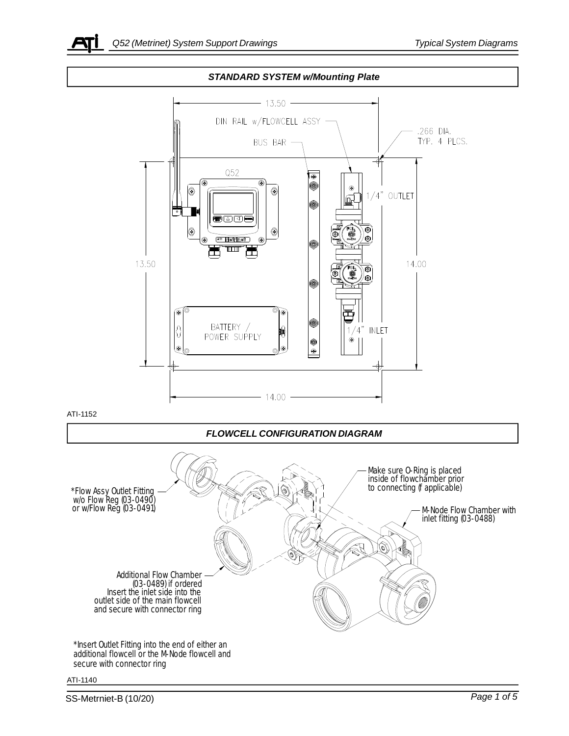## STANDARD SYSTEM w/Mounting Plate

13.50

DIN RAIL w/FLOWCELL ASSY

.266 DIA.
TYP. 4 PLCS.

BUS BAR

Q52

1/4" OUTLET

13.50

14.00

BATTERY /
POWER SUPPLY

1/4" INLET

14.00

ATI-1152

## FLOWCELL CONFIGURATION DIAGRAM

*Flow Assy Outlet Fitting
w/o Flow Reg (03-0490)
or w/Flow Reg (03-0491)

Make sure O-Ring is placed
inside of flowchamber prior
to connecting (f applicable)

M-Node Flow Chamber with
inlet fitting (03-0488)

Additional Flow Chamber
(03-0489) if ordered
Insert the inlet side into the
outlet side of the main flowcell
and secure with connector ring

*Insert Outlet Fitting into the end of either an
additional flowcell or the M-Node flowcell and
secure with connector ring

ATI-1140

SS-Metrniet-B (10/20)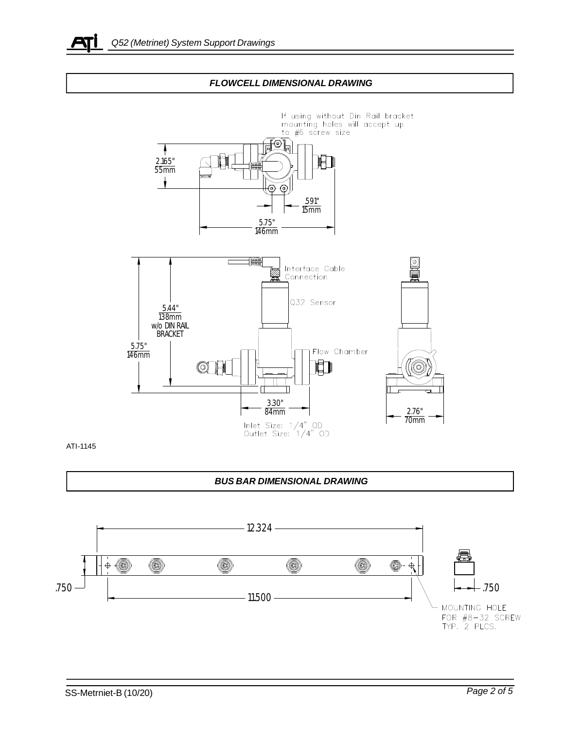## FLOWCELL DIMENSIONAL DRAWING

If using without Din Rail bracket mounting holes will accept up to #6 screw size

2.165"
55mm

.591"
15mm

5.75"
146mm

Interface Cable Connection

Q32 Sensor

5.44"
138mm
w/o DIN RAIL BRACKET

5.75"
146mm

Flow Chamber

3.30"
84mm

Inlet Size: 1/4" OD
Outlet Size: 1/4" OD

2.76"
70mm

ATI-1145

## BUS BAR DIMENSIONAL DRAWING

12.324

.750

11.500

.750

MOUNTING HOLE FOR #8–32 SCREW TYP. 2 PLCS.

SS-Metrniet-B (10/20)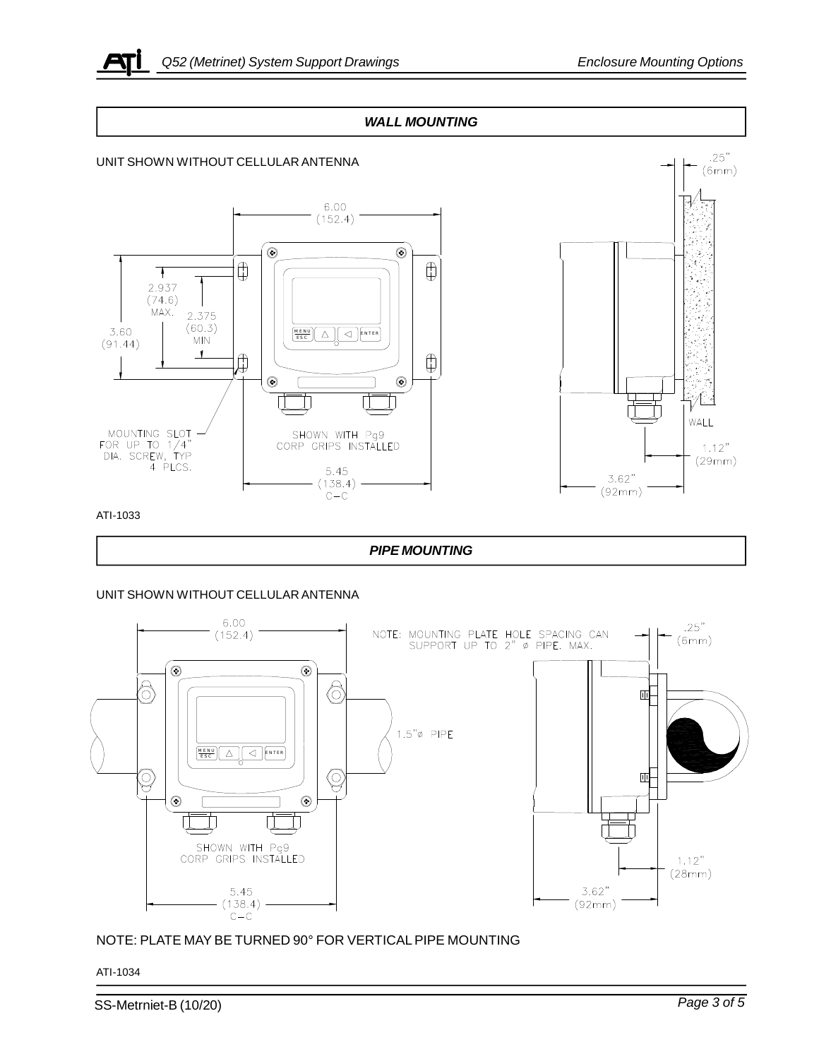## WALL MOUNTING

UNIT SHOWN WITHOUT CELLULAR ANTENNA

6.00 (152.4)

2.937 (74.6) MAX.

2.375 (60.3) MIN

3.60 (91.44)

MOUNTING SLOT FOR UP TO 1/4" DIA. SCREW, TYP 4 PLCS.

SHOWN WITH Pg9 CORP GRIPS INSTALLED

5.45 (138.4) C–C

.25" (6mm)

WALL

1.12" (29mm)

3.62" (92mm)

ATI-1033

## PIPE MOUNTING

UNIT SHOWN WITHOUT CELLULAR ANTENNA

6.00 (152.4)

NOTE: MOUNTING PLATE HOLE SPACING CAN SUPPORT UP TO 2" ø PIPE. MAX.

.25" (6mm)

1.5"ø PIPE

SHOWN WITH Pg9 CORP GRIPS INSTALLED

5.45 (138.4) C–C

1.12" (28mm)

3.62" (92mm)

NOTE: PLATE MAY BE TURNED 90° FOR VERTICAL PIPE MOUNTING

ATI-1034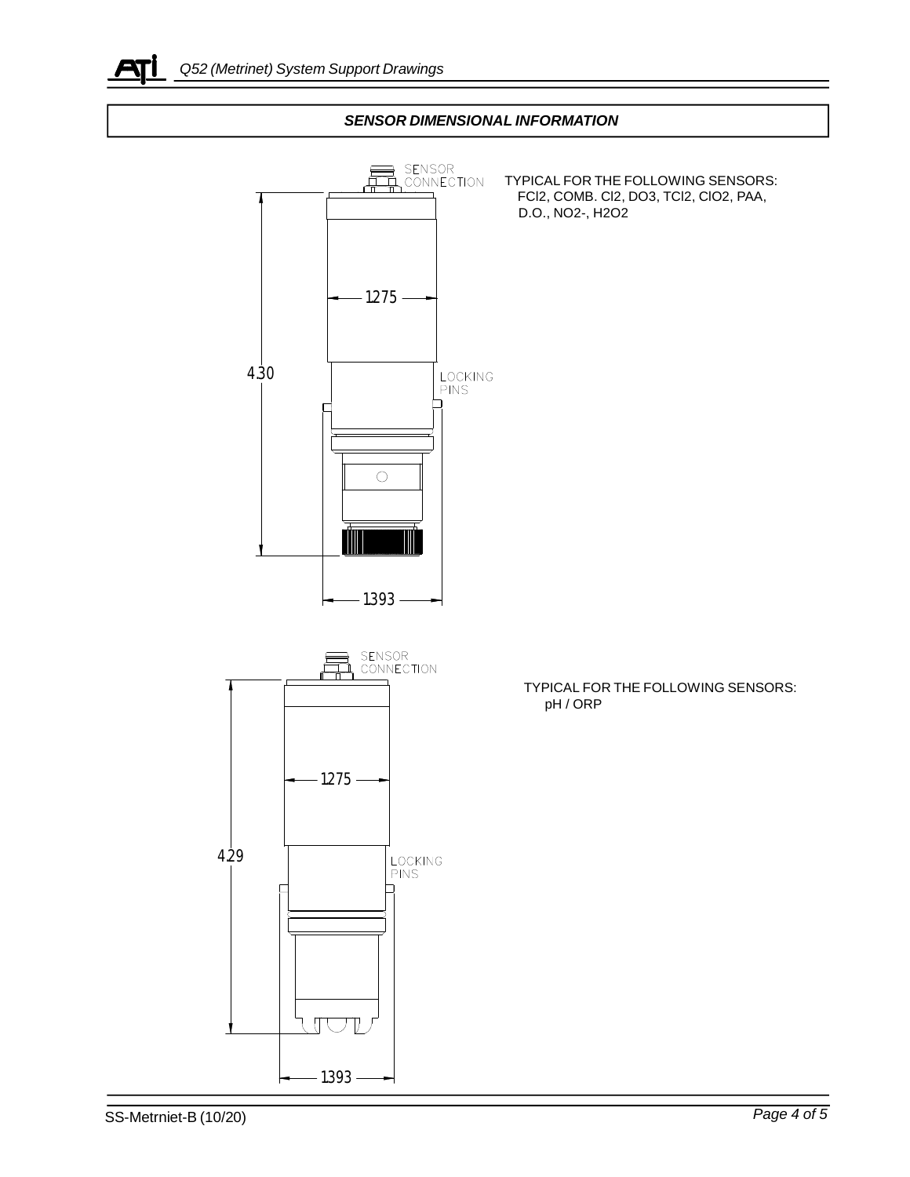## SENSOR DIMENSIONAL INFORMATION

SENSOR CONNECTION

1275

4.30

LOCKING PINS

1393

TYPICAL FOR THE FOLLOWING SENSORS:
FCl2, COMB. Cl2, DO3, TCl2, ClO2, PAA, D.O., NO2-, H2O2

SENSOR CONNECTION

1275

4.29

LOCKING PINS

1393

TYPICAL FOR THE FOLLOWING SENSORS:
pH / ORP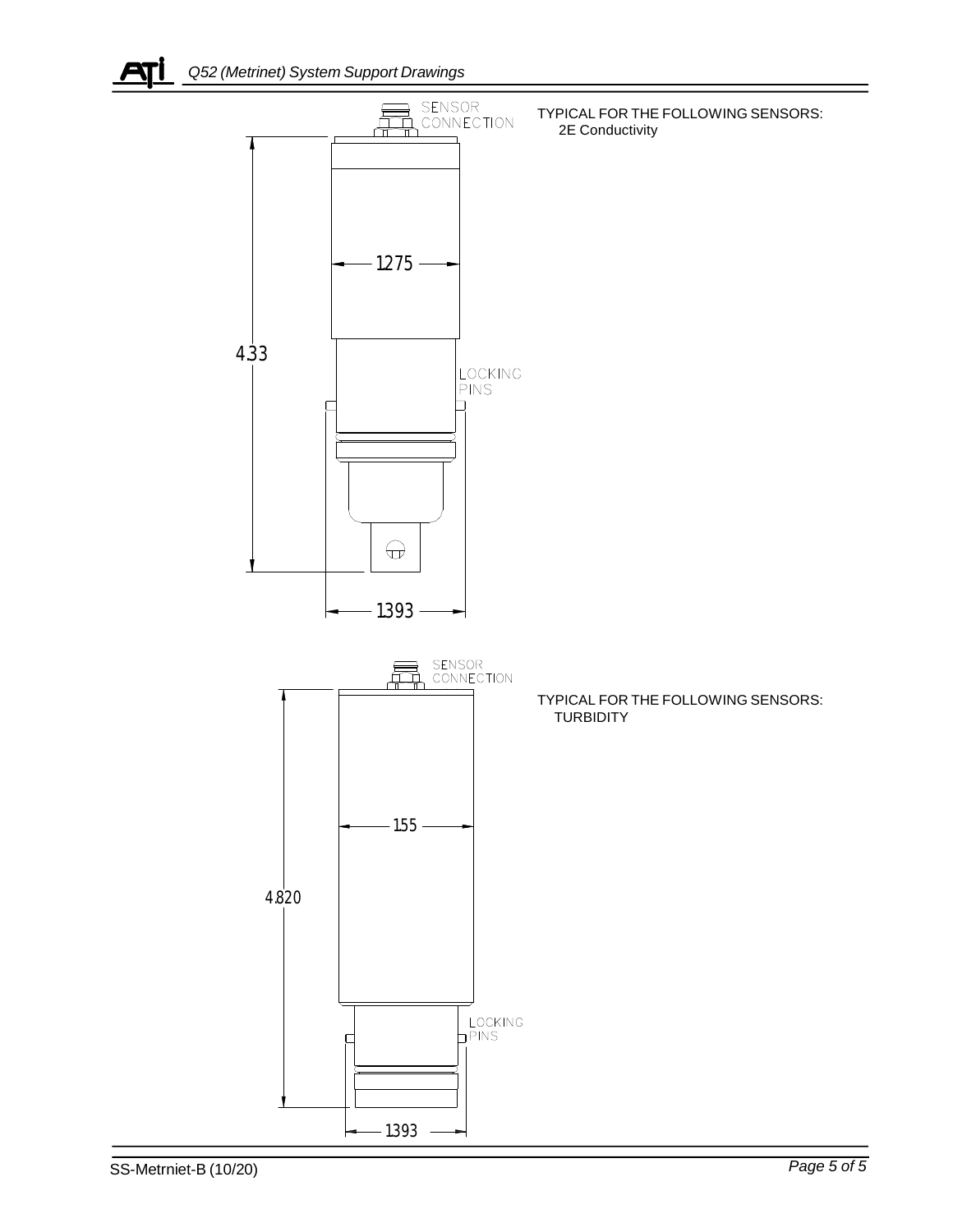SENSOR CONNECTION

TYPICAL FOR THE FOLLOWING SENSORS:
2E Conductivity

1.275

4.33

LOCKING PINS

1.393

SENSOR CONNECTION

TYPICAL FOR THE FOLLOWING SENSORS:
TURBIDITY

1.55

4.820

LOCKING PINS

1.393